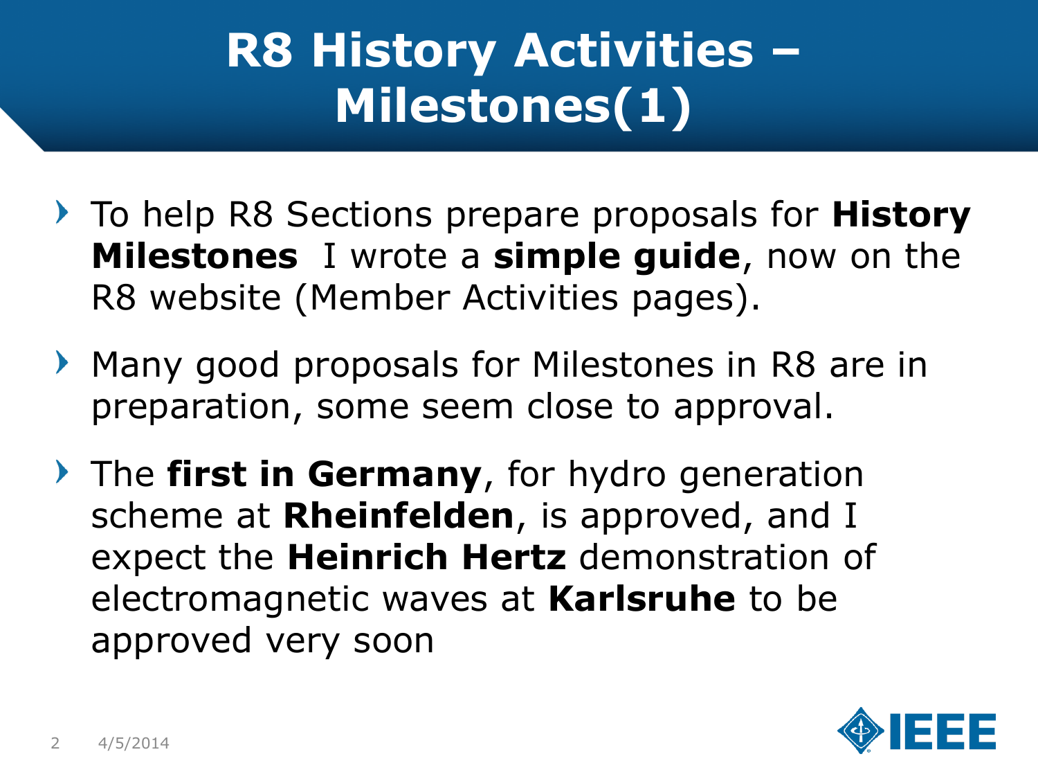# R8 History Activities – Milestones(1)

- To help R8 Sections prepare proposals for **History Milestones** I wrote a **simple guide**, now on the R8 website (Member Activities pages).
- Many good proposals for Milestones in R8 are in preparation, some seem close to approval.
- The **first in Germany**, for hydro generation scheme at **Rheinfelden**, is approved, and I expect the **Heinrich Hertz** demonstration of electromagnetic waves at **Karlsruhe** to be approved very soon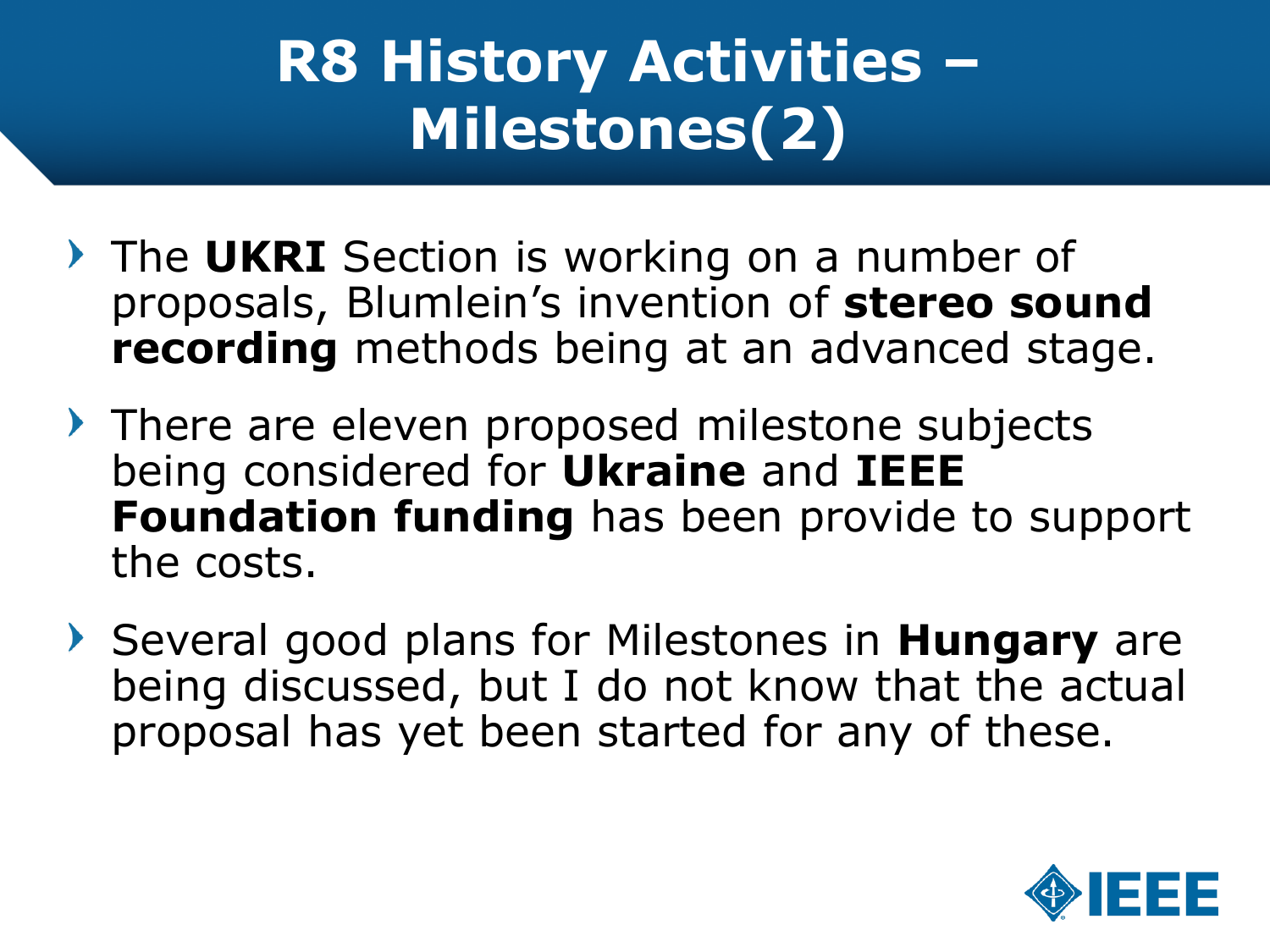# R8 History Activities – Milestones(2)

- The **UKRI** Section is working on a number of proposals, Blumlein's invention of **stereo sound recording** methods being at an advanced stage.
- There are eleven proposed milestone subjects being considered for **Ukraine** and **IEEE Foundation funding** has been provide to support the costs.
- Several good plans for Milestones in **Hungary** are being discussed, but I do not know that the actual proposal has yet been started for any of these.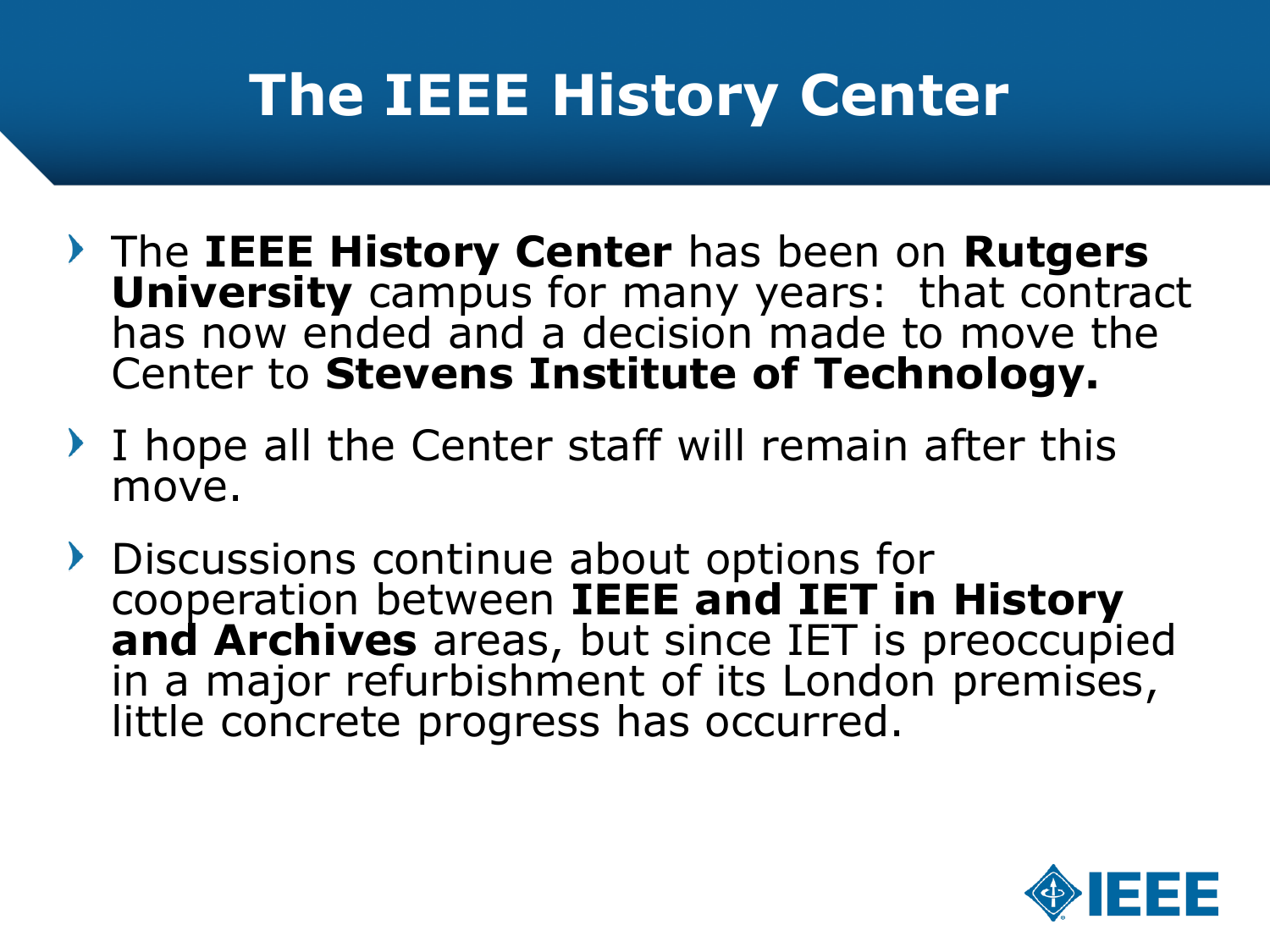# The IEEE History Center

- The **IEEE History Center** has been on **Rutgers University** campus for many years: that contract has now ended and a decision made to move the Center to **Stevens Institute of Technology.**
- I hope all the Center staff will remain after this move.
- Discussions continue about options for cooperation between **IEEE and IET in History and Archives** areas, but since IET is preoccupied in a major refurbishment of its London premises, little concrete progress has occurred.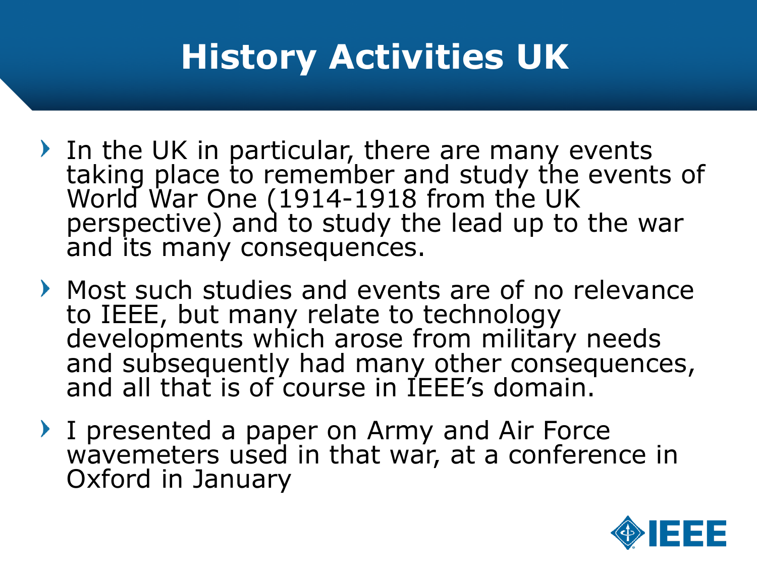# History Activities UK

- In the UK in particular, there are many events taking place to remember and study the events of World War One (1914-1918 from the UK perspective) and to study the lead up to the war and its many consequences.
- Most such studies and events are of no relevance to IEEE, but many relate to technology developments which arose from military needs and subsequently had many other consequences, and all that is of course in IEEE's domain.
- I presented a paper on Army and Air Force wavemeters used in that war, at a conference in Oxford in January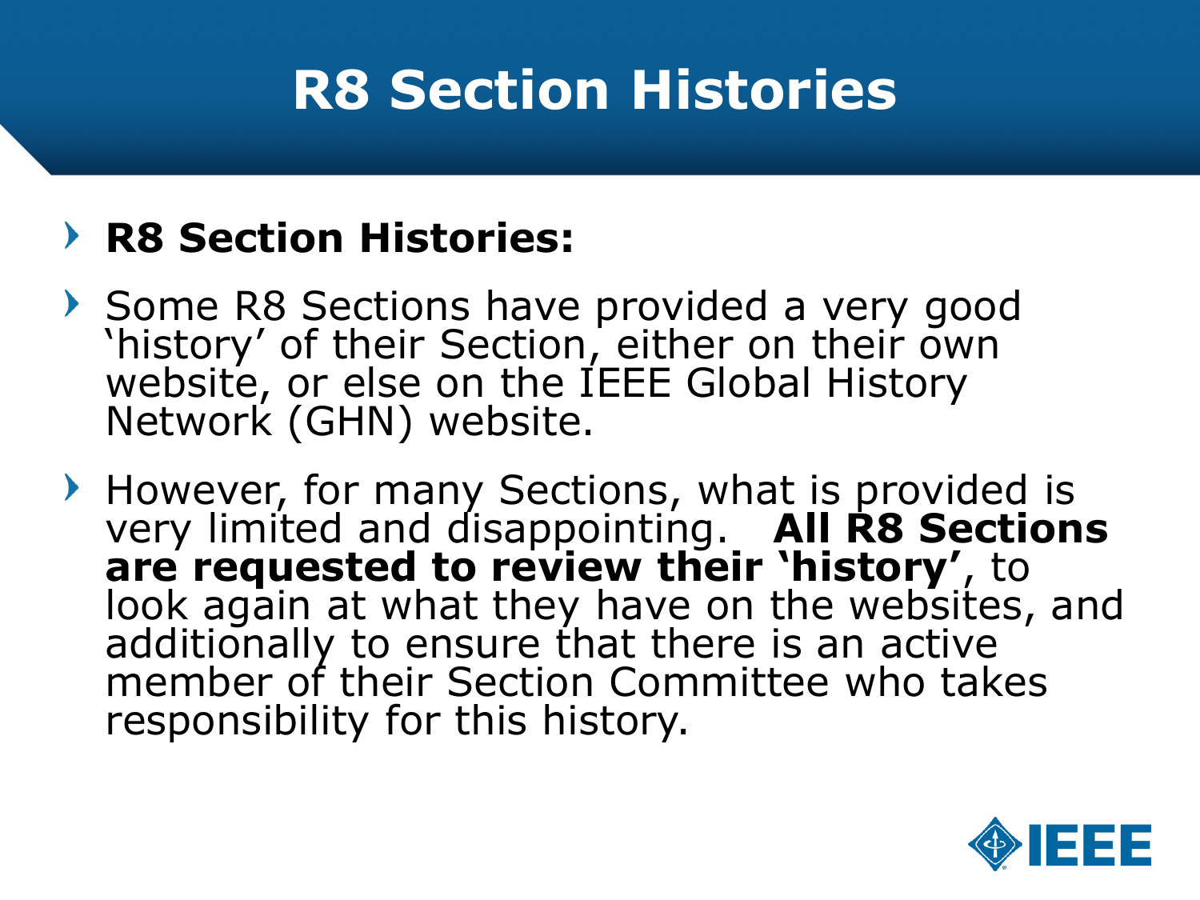# R8 Section Histories

- **R8 Section Histories:**
- Some R8 Sections have provided a very good 'history' of their Section, either on their own website, or else on the IEEE Global History Network (GHN) website.
- However, for many Sections, what is provided is very limited and disappointing. **All R8 Sections are requested to review their 'history'**, to look again at what they have on the websites, and additionally to ensure that there is an active member of their Section Committee who takes responsibility for this history.